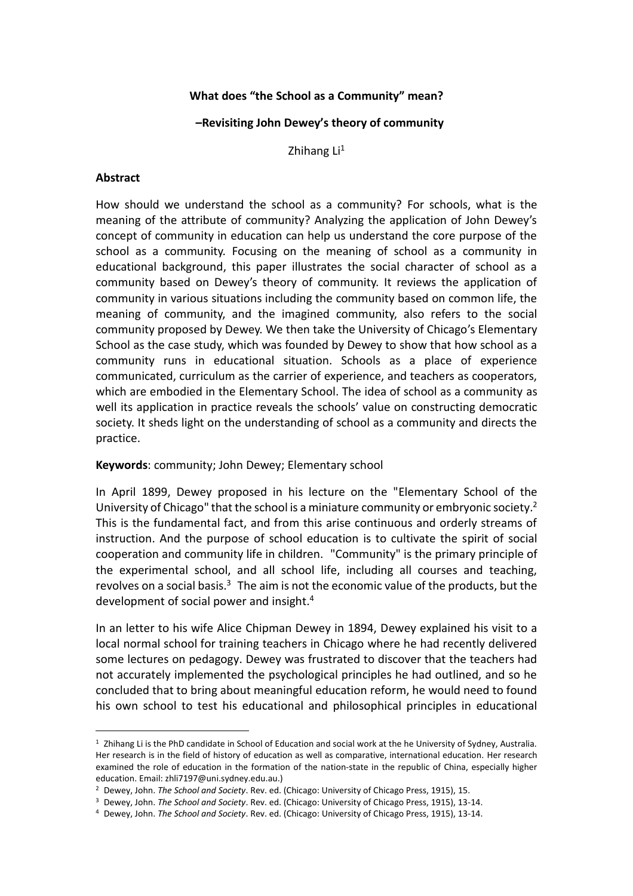# What does "the School as a Community" mean?

## –Revisiting John Dewey's theory of community

Zhihang Li[1]

**Abstract**

How should we understand the school as a community? For schools, what is the meaning of the attribute of community? Analyzing the application of John Dewey's concept of community in education can help us understand the core purpose of the school as a community. Focusing on the meaning of school as a community in educational background, this paper illustrates the social character of school as a community based on Dewey's theory of community. It reviews the application of community in various situations including the community based on common life, the meaning of community, and the imagined community, also refers to the social community proposed by Dewey. We then take the University of Chicago's Elementary School as the case study, which was founded by Dewey to show that how school as a community runs in educational situation. Schools as a place of experience communicated, curriculum as the carrier of experience, and teachers as cooperators, which are embodied in the Elementary School. The idea of school as a community as well its application in practice reveals the schools' value on constructing democratic society. It sheds light on the understanding of school as a community and directs the practice.

**Keywords**: community; John Dewey; Elementary school

In April 1899, Dewey proposed in his lecture on the "Elementary School of the University of Chicago" that the school is a miniature community or embryonic society.[2] This is the fundamental fact, and from this arise continuous and orderly streams of instruction. And the purpose of school education is to cultivate the spirit of social cooperation and community life in children. "Community" is the primary principle of the experimental school, and all school life, including all courses and teaching, revolves on a social basis.[3] The aim is not the economic value of the products, but the development of social power and insight.[4]

In an letter to his wife Alice Chipman Dewey in 1894, Dewey explained his visit to a local normal school for training teachers in Chicago where he had recently delivered some lectures on pedagogy. Dewey was frustrated to discover that the teachers had not accurately implemented the psychological principles he had outlined, and so he concluded that to bring about meaningful education reform, he would need to found his own school to test his educational and philosophical principles in educational

---

[1] Zhihang Li is the PhD candidate in School of Education and social work at the he University of Sydney, Australia. Her research is in the field of history of education as well as comparative, international education. Her research examined the role of education in the formation of the nation-state in the republic of China, especially higher education. Email: zhli7197@uni.sydney.edu.au.)

[2] Dewey, John. *The School and Society*. Rev. ed. (Chicago: University of Chicago Press, 1915), 15.

[3] Dewey, John. *The School and Society*. Rev. ed. (Chicago: University of Chicago Press, 1915), 13-14.

[4] Dewey, John. *The School and Society*. Rev. ed. (Chicago: University of Chicago Press, 1915), 13-14.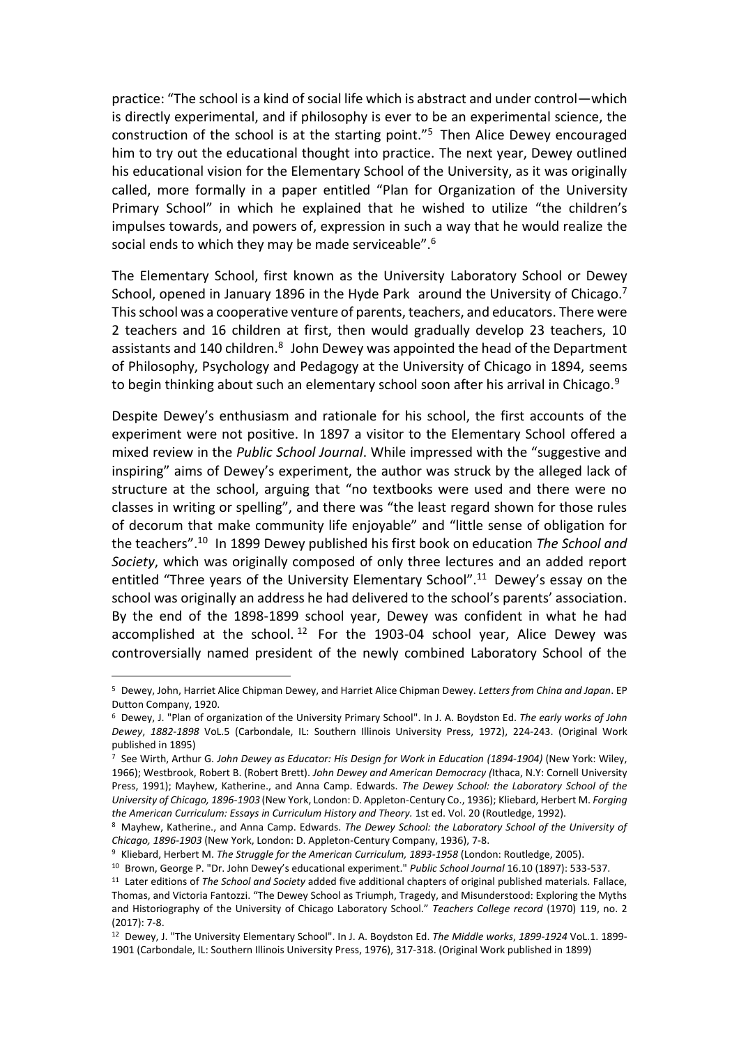practice: "The school is a kind of social life which is abstract and under control—which is directly experimental, and if philosophy is ever to be an experimental science, the construction of the school is at the starting point."[5] Then Alice Dewey encouraged him to try out the educational thought into practice. The next year, Dewey outlined his educational vision for the Elementary School of the University, as it was originally called, more formally in a paper entitled "Plan for Organization of the University Primary School" in which he explained that he wished to utilize "the children's impulses towards, and powers of, expression in such a way that he would realize the social ends to which they may be made serviceable".[6]

The Elementary School, first known as the University Laboratory School or Dewey School, opened in January 1896 in the Hyde Park around the University of Chicago.[7] This school was a cooperative venture of parents, teachers, and educators. There were 2 teachers and 16 children at first, then would gradually develop 23 teachers, 10 assistants and 140 children.[8] John Dewey was appointed the head of the Department of Philosophy, Psychology and Pedagogy at the University of Chicago in 1894, seems to begin thinking about such an elementary school soon after his arrival in Chicago.[9]

Despite Dewey's enthusiasm and rationale for his school, the first accounts of the experiment were not positive. In 1897 a visitor to the Elementary School offered a mixed review in the *Public School Journal*. While impressed with the "suggestive and inspiring" aims of Dewey's experiment, the author was struck by the alleged lack of structure at the school, arguing that "no textbooks were used and there were no classes in writing or spelling", and there was "the least regard shown for those rules of decorum that make community life enjoyable" and "little sense of obligation for the teachers".[10] In 1899 Dewey published his first book on education *The School and Society*, which was originally composed of only three lectures and an added report entitled "Three years of the University Elementary School".[11] Dewey's essay on the school was originally an address he had delivered to the school's parents' association. By the end of the 1898-1899 school year, Dewey was confident in what he had accomplished at the school.[12] For the 1903-04 school year, Alice Dewey was controversially named president of the newly combined Laboratory School of the

---

[5] Dewey, John, Harriet Alice Chipman Dewey, and Harriet Alice Chipman Dewey. *Letters from China and Japan*. EP Dutton Company, 1920.

[6] Dewey, J. "Plan of organization of the University Primary School". In J. A. Boydston Ed. *The early works of John Dewey*, *1882-1898* VoL.5 (Carbondale, IL: Southern Illinois University Press, 1972), 224-243. (Original Work published in 1895)

[7] See Wirth, Arthur G. *John Dewey as Educator: His Design for Work in Education (1894-1904)* (New York: Wiley, 1966); Westbrook, Robert B. (Robert Brett). *John Dewey and American Democracy (*Ithaca, N.Y: Cornell University Press, 1991); Mayhew, Katherine., and Anna Camp. Edwards. *The Dewey School: the Laboratory School of the University of Chicago, 1896-1903* (New York, London: D. Appleton-Century Co., 1936); Kliebard, Herbert M. *Forging the American Curriculum: Essays in Curriculum History and Theory.* 1st ed. Vol. 20 (Routledge, 1992).

[8] Mayhew, Katherine., and Anna Camp. Edwards. *The Dewey School: the Laboratory School of the University of Chicago, 1896-1903* (New York, London: D. Appleton-Century Company, 1936), 7-8.

[9] Kliebard, Herbert M. *The Struggle for the American Curriculum, 1893-1958* (London: Routledge, 2005).

[10] Brown, George P. "Dr. John Dewey's educational experiment." *Public School Journal* 16.10 (1897): 533-537.

[11] Later editions of *The School and Society* added five additional chapters of original published materials. Fallace, Thomas, and Victoria Fantozzi. "The Dewey School as Triumph, Tragedy, and Misunderstood: Exploring the Myths and Historiography of the University of Chicago Laboratory School." *Teachers College record* (1970) 119, no. 2 (2017): 7-8.

[12] Dewey, J. "The University Elementary School". In J. A. Boydston Ed. *The Middle works*, *1899-1924* VoL.1. 1899-1901 (Carbondale, IL: Southern Illinois University Press, 1976), 317-318. (Original Work published in 1899)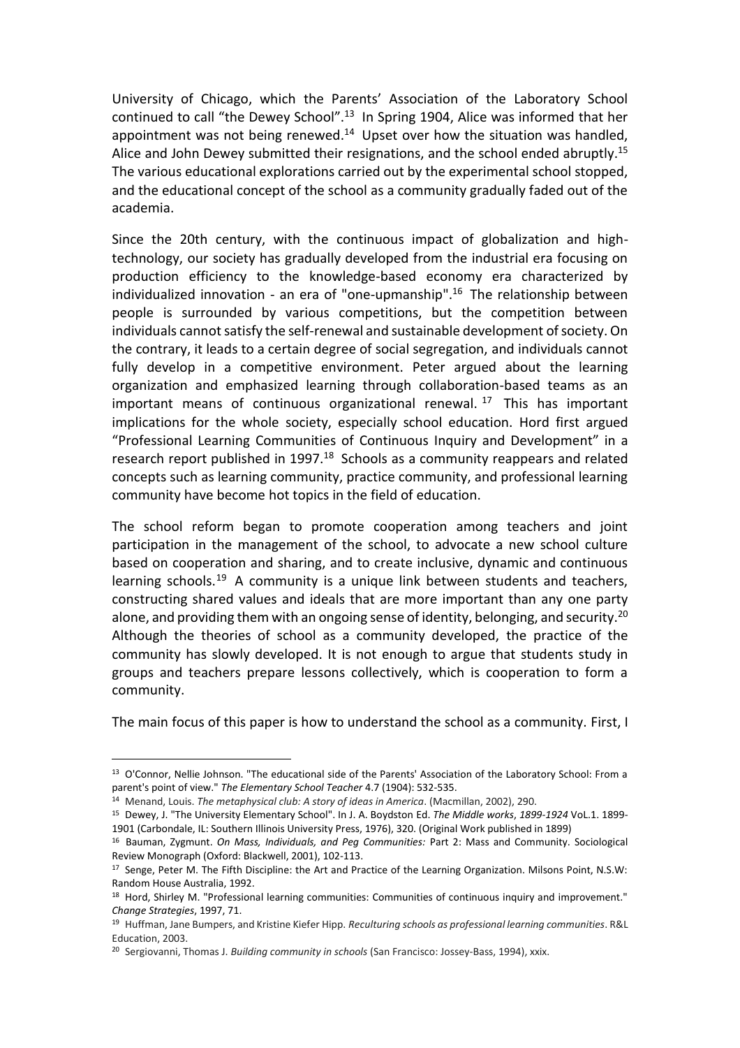University of Chicago, which the Parents' Association of the Laboratory School continued to call "the Dewey School".[13] In Spring 1904, Alice was informed that her appointment was not being renewed.[14] Upset over how the situation was handled, Alice and John Dewey submitted their resignations, and the school ended abruptly.[15] The various educational explorations carried out by the experimental school stopped, and the educational concept of the school as a community gradually faded out of the academia.

Since the 20th century, with the continuous impact of globalization and high-technology, our society has gradually developed from the industrial era focusing on production efficiency to the knowledge-based economy era characterized by individualized innovation - an era of "one-upmanship".[16] The relationship between people is surrounded by various competitions, but the competition between individuals cannot satisfy the self-renewal and sustainable development of society. On the contrary, it leads to a certain degree of social segregation, and individuals cannot fully develop in a competitive environment. Peter argued about the learning organization and emphasized learning through collaboration-based teams as an important means of continuous organizational renewal.[17] This has important implications for the whole society, especially school education. Hord first argued "Professional Learning Communities of Continuous Inquiry and Development" in a research report published in 1997.[18] Schools as a community reappears and related concepts such as learning community, practice community, and professional learning community have become hot topics in the field of education.

The school reform began to promote cooperation among teachers and joint participation in the management of the school, to advocate a new school culture based on cooperation and sharing, and to create inclusive, dynamic and continuous learning schools.[19] A community is a unique link between students and teachers, constructing shared values and ideals that are more important than any one party alone, and providing them with an ongoing sense of identity, belonging, and security.[20] Although the theories of school as a community developed, the practice of the community has slowly developed. It is not enough to argue that students study in groups and teachers prepare lessons collectively, which is cooperation to form a community.

The main focus of this paper is how to understand the school as a community. First, I

---

[13] O'Connor, Nellie Johnson. "The educational side of the Parents' Association of the Laboratory School: From a parent's point of view." *The Elementary School Teacher* 4.7 (1904): 532-535.

[14] Menand, Louis. *The metaphysical club: A story of ideas in America*. (Macmillan, 2002), 290.

[15] Dewey, J. "The University Elementary School". In J. A. Boydston Ed. *The Middle works, 1899-1924* VoL.1. 1899-1901 (Carbondale, IL: Southern Illinois University Press, 1976), 320. (Original Work published in 1899)

[16] Bauman, Zygmunt. *On Mass, Individuals, and Peg Communities:* Part 2: Mass and Community. Sociological Review Monograph (Oxford: Blackwell, 2001), 102-113.

[17] Senge, Peter M. The Fifth Discipline: the Art and Practice of the Learning Organization. Milsons Point, N.S.W: Random House Australia, 1992.

[18] Hord, Shirley M. "Professional learning communities: Communities of continuous inquiry and improvement." *Change Strategies*, 1997, 71.

[19] Huffman, Jane Bumpers, and Kristine Kiefer Hipp. *Reculturing schools as professional learning communities*. R&L Education, 2003.

[20] Sergiovanni, Thomas J. *Building community in schools* (San Francisco: Jossey-Bass, 1994), xxix.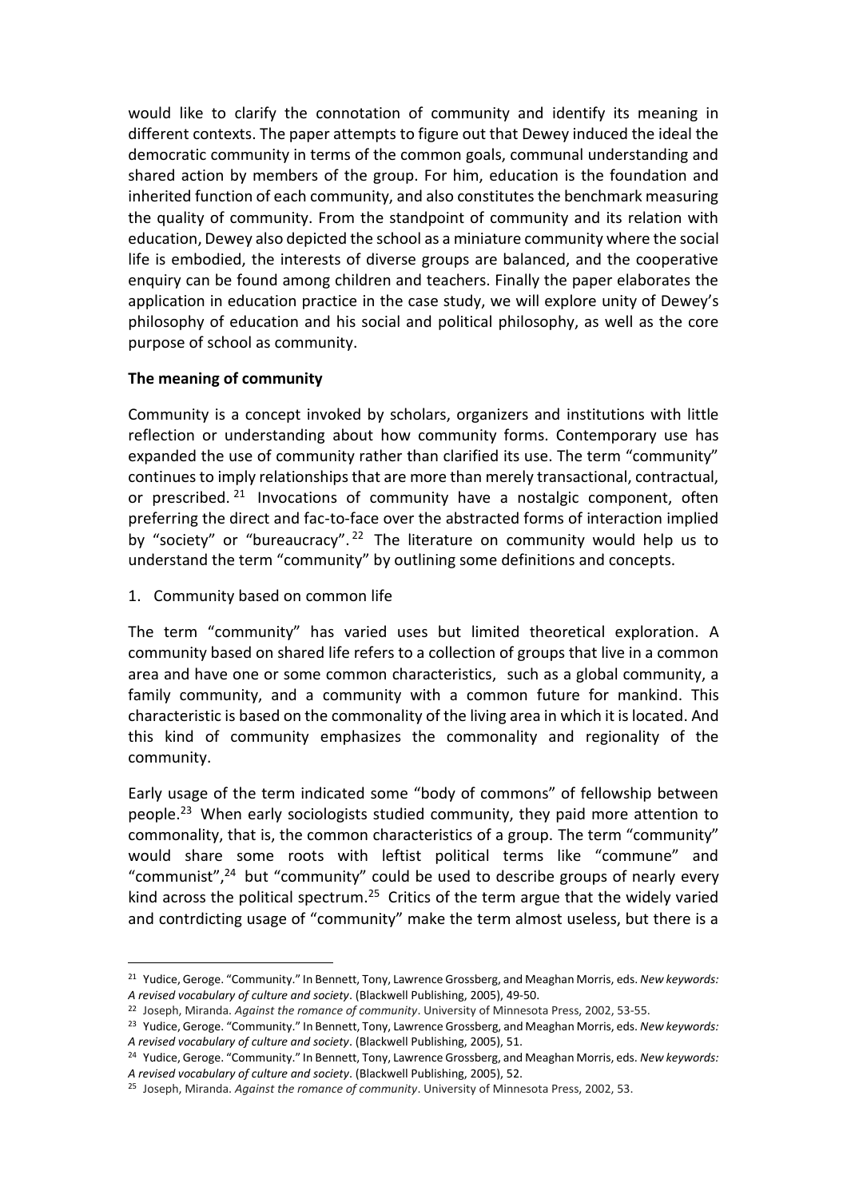would like to clarify the connotation of community and identify its meaning in different contexts. The paper attempts to figure out that Dewey induced the ideal the democratic community in terms of the common goals, communal understanding and shared action by members of the group. For him, education is the foundation and inherited function of each community, and also constitutes the benchmark measuring the quality of community. From the standpoint of community and its relation with education, Dewey also depicted the school as a miniature community where the social life is embodied, the interests of diverse groups are balanced, and the cooperative enquiry can be found among children and teachers. Finally the paper elaborates the application in education practice in the case study, we will explore unity of Dewey's philosophy of education and his social and political philosophy, as well as the core purpose of school as community.

**The meaning of community**

Community is a concept invoked by scholars, organizers and institutions with little reflection or understanding about how community forms. Contemporary use has expanded the use of community rather than clarified its use. The term "community" continues to imply relationships that are more than merely transactional, contractual, or prescribed. [21] Invocations of community have a nostalgic component, often preferring the direct and fac-to-face over the abstracted forms of interaction implied by "society" or "bureaucracy". [22] The literature on community would help us to understand the term "community" by outlining some definitions and concepts.

1. Community based on common life

The term "community" has varied uses but limited theoretical exploration. A community based on shared life refers to a collection of groups that live in a common area and have one or some common characteristics, such as a global community, a family community, and a community with a common future for mankind. This characteristic is based on the commonality of the living area in which it is located. And this kind of community emphasizes the commonality and regionality of the community.

Early usage of the term indicated some "body of commons" of fellowship between people.[23] When early sociologists studied community, they paid more attention to commonality, that is, the common characteristics of a group. The term "community" would share some roots with leftist political terms like "commune" and "communist",[24] but "community" could be used to describe groups of nearly every kind across the political spectrum.[25] Critics of the term argue that the widely varied and contrdicting usage of "community" make the term almost useless, but there is a

[21] Yudice, Geroge. "Community." In Bennett, Tony, Lawrence Grossberg, and Meaghan Morris, eds. *New keywords: A revised vocabulary of culture and society*. (Blackwell Publishing, 2005), 49-50.

[22] Joseph, Miranda. *Against the romance of community*. University of Minnesota Press, 2002, 53-55.

[23] Yudice, Geroge. "Community." In Bennett, Tony, Lawrence Grossberg, and Meaghan Morris, eds. *New keywords: A revised vocabulary of culture and society*. (Blackwell Publishing, 2005), 51.

[24] Yudice, Geroge. "Community." In Bennett, Tony, Lawrence Grossberg, and Meaghan Morris, eds. *New keywords: A revised vocabulary of culture and society*. (Blackwell Publishing, 2005), 52.

[25] Joseph, Miranda. *Against the romance of community*. University of Minnesota Press, 2002, 53.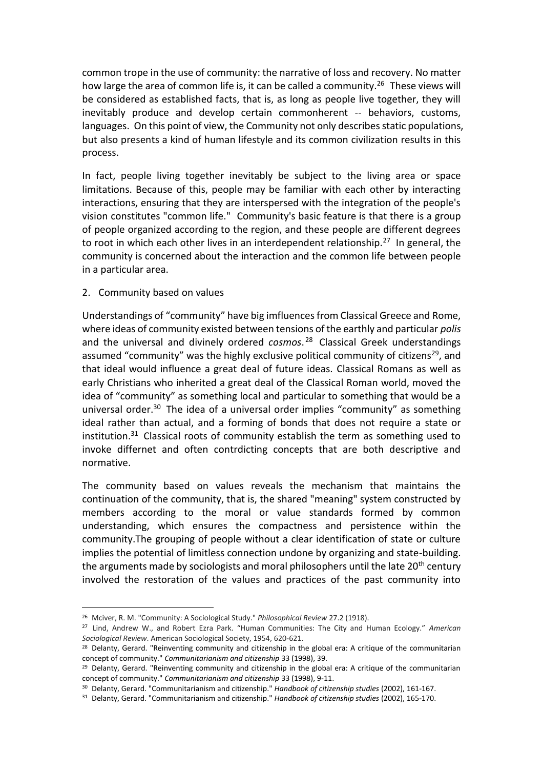common trope in the use of community: the narrative of loss and recovery. No matter how large the area of common life is, it can be called a community.[26] These views will be considered as established facts, that is, as long as people live together, they will inevitably produce and develop certain commonherent -- behaviors, customs, languages. On this point of view, the Community not only describes static populations, but also presents a kind of human lifestyle and its common civilization results in this process.

In fact, people living together inevitably be subject to the living area or space limitations. Because of this, people may be familiar with each other by interacting interactions, ensuring that they are interspersed with the integration of the people's vision constitutes "common life." Community's basic feature is that there is a group of people organized according to the region, and these people are different degrees to root in which each other lives in an interdependent relationship.[27] In general, the community is concerned about the interaction and the common life between people in a particular area.

2. Community based on values

Understandings of "community" have big imfluences from Classical Greece and Rome, where ideas of community existed between tensions of the earthly and particular *polis* and the universal and divinely ordered *cosmos*.[28] Classical Greek understandings assumed "community" was the highly exclusive political community of citizens[29], and that ideal would influence a great deal of future ideas. Classical Romans as well as early Christians who inherited a great deal of the Classical Roman world, moved the idea of "community" as something local and particular to something that would be a universal order.[30] The idea of a universal order implies "community" as something ideal rather than actual, and a forming of bonds that does not require a state or institution.[31] Classical roots of community establish the term as something used to invoke differnet and often contrdicting concepts that are both descriptive and normative.

The community based on values reveals the mechanism that maintains the continuation of the community, that is, the shared "meaning" system constructed by members according to the moral or value standards formed by common understanding, which ensures the compactness and persistence within the community.The grouping of people without a clear identification of state or culture implies the potential of limitless connection undone by organizing and state-building. the arguments made by sociologists and moral philosophers until the late 20th century involved the restoration of the values and practices of the past community into

[26] Mciver, R. M. "Community: A Sociological Study." *Philosophical Review* 27.2 (1918).

[27] Lind, Andrew W., and Robert Ezra Park. "Human Communities: The City and Human Ecology." *American Sociological Review*. American Sociological Society, 1954, 620-621.

[28] Delanty, Gerard. "Reinventing community and citizenship in the global era: A critique of the communitarian concept of community." *Communitarianism and citizenship* 33 (1998), 39.

[29] Delanty, Gerard. "Reinventing community and citizenship in the global era: A critique of the communitarian concept of community." *Communitarianism and citizenship* 33 (1998), 9-11.

[30] Delanty, Gerard. "Communitarianism and citizenship." *Handbook of citizenship studies* (2002), 161-167.

[31] Delanty, Gerard. "Communitarianism and citizenship." *Handbook of citizenship studies* (2002), 165-170.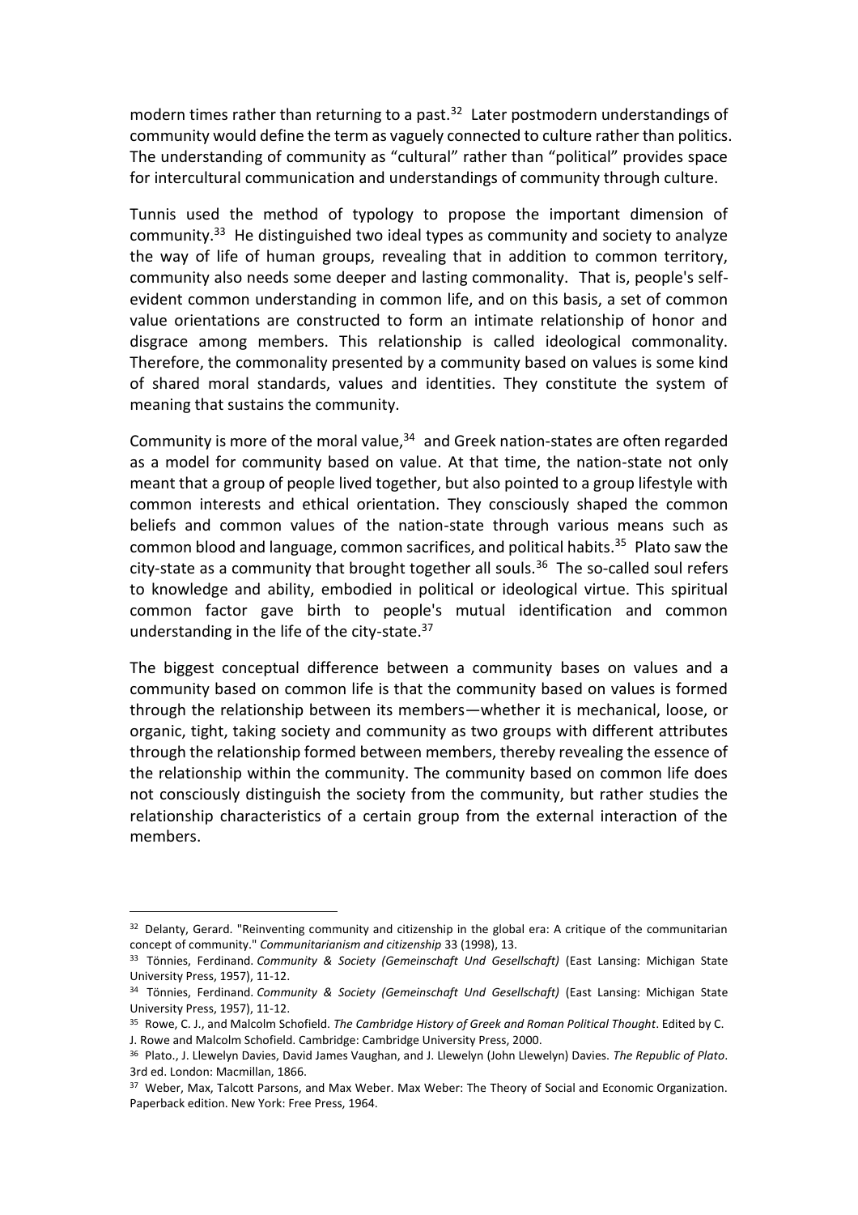modern times rather than returning to a past.[32] Later postmodern understandings of community would define the term as vaguely connected to culture rather than politics. The understanding of community as "cultural" rather than "political" provides space for intercultural communication and understandings of community through culture.

Tunnis used the method of typology to propose the important dimension of community.[33] He distinguished two ideal types as community and society to analyze the way of life of human groups, revealing that in addition to common territory, community also needs some deeper and lasting commonality. That is, people's self-evident common understanding in common life, and on this basis, a set of common value orientations are constructed to form an intimate relationship of honor and disgrace among members. This relationship is called ideological commonality. Therefore, the commonality presented by a community based on values is some kind of shared moral standards, values and identities. They constitute the system of meaning that sustains the community.

Community is more of the moral value,[34] and Greek nation-states are often regarded as a model for community based on value. At that time, the nation-state not only meant that a group of people lived together, but also pointed to a group lifestyle with common interests and ethical orientation. They consciously shaped the common beliefs and common values of the nation-state through various means such as common blood and language, common sacrifices, and political habits.[35] Plato saw the city-state as a community that brought together all souls.[36] The so-called soul refers to knowledge and ability, embodied in political or ideological virtue. This spiritual common factor gave birth to people's mutual identification and common understanding in the life of the city-state.[37]

The biggest conceptual difference between a community bases on values and a community based on common life is that the community based on values is formed through the relationship between its members—whether it is mechanical, loose, or organic, tight, taking society and community as two groups with different attributes through the relationship formed between members, thereby revealing the essence of the relationship within the community. The community based on common life does not consciously distinguish the society from the community, but rather studies the relationship characteristics of a certain group from the external interaction of the members.

---

[32] Delanty, Gerard. "Reinventing community and citizenship in the global era: A critique of the communitarian concept of community." *Communitarianism and citizenship* 33 (1998), 13.

[33] Tönnies, Ferdinand. *Community & Society (Gemeinschaft Und Gesellschaft)* (East Lansing: Michigan State University Press, 1957), 11-12.

[34] Tönnies, Ferdinand. *Community & Society (Gemeinschaft Und Gesellschaft)* (East Lansing: Michigan State University Press, 1957), 11-12.

[35] Rowe, C. J., and Malcolm Schofield. *The Cambridge History of Greek and Roman Political Thought*. Edited by C. J. Rowe and Malcolm Schofield. Cambridge: Cambridge University Press, 2000.

[36] Plato., J. Llewelyn Davies, David James Vaughan, and J. Llewelyn (John Llewelyn) Davies. *The Republic of Plato*. 3rd ed. London: Macmillan, 1866.

[37] Weber, Max, Talcott Parsons, and Max Weber. Max Weber: The Theory of Social and Economic Organization. Paperback edition. New York: Free Press, 1964.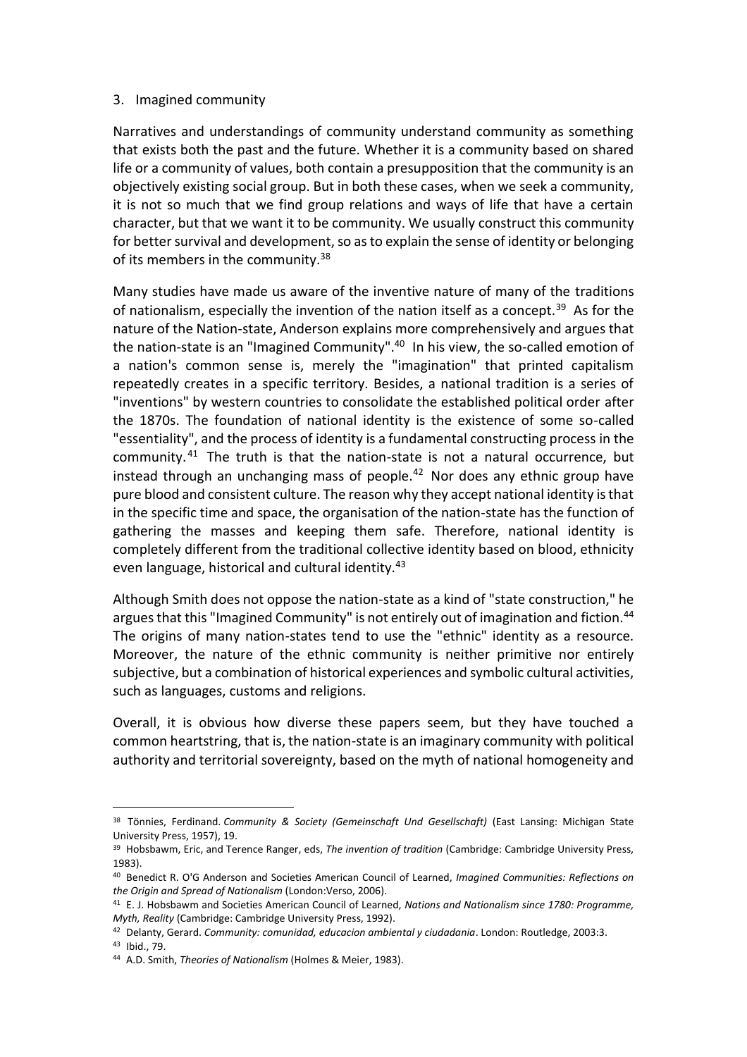3. Imagined community

Narratives and understandings of community understand community as something that exists both the past and the future. Whether it is a community based on shared life or a community of values, both contain a presupposition that the community is an objectively existing social group. But in both these cases, when we seek a community, it is not so much that we find group relations and ways of life that have a certain character, but that we want it to be community. We usually construct this community for better survival and development, so as to explain the sense of identity or belonging of its members in the community.[38]

Many studies have made us aware of the inventive nature of many of the traditions of nationalism, especially the invention of the nation itself as a concept.[39] As for the nature of the Nation-state, Anderson explains more comprehensively and argues that the nation-state is an "Imagined Community".[40] In his view, the so-called emotion of a nation's common sense is, merely the "imagination" that printed capitalism repeatedly creates in a specific territory. Besides, a national tradition is a series of "inventions" by western countries to consolidate the established political order after the 1870s. The foundation of national identity is the existence of some so-called "essentiality", and the process of identity is a fundamental constructing process in the community.[41] The truth is that the nation-state is not a natural occurrence, but instead through an unchanging mass of people.[42] Nor does any ethnic group have pure blood and consistent culture. The reason why they accept national identity is that in the specific time and space, the organisation of the nation-state has the function of gathering the masses and keeping them safe. Therefore, national identity is completely different from the traditional collective identity based on blood, ethnicity even language, historical and cultural identity.[43]

Although Smith does not oppose the nation-state as a kind of "state construction," he argues that this "Imagined Community" is not entirely out of imagination and fiction.[44] The origins of many nation-states tend to use the "ethnic" identity as a resource. Moreover, the nature of the ethnic community is neither primitive nor entirely subjective, but a combination of historical experiences and symbolic cultural activities, such as languages, customs and religions.

Overall, it is obvious how diverse these papers seem, but they have touched a common heartstring, that is, the nation-state is an imaginary community with political authority and territorial sovereignty, based on the myth of national homogeneity and

---

[38] Tönnies, Ferdinand. *Community & Society (Gemeinschaft Und Gesellschaft)* (East Lansing: Michigan State University Press, 1957), 19.

[39] Hobsbawm, Eric, and Terence Ranger, eds, *The invention of tradition* (Cambridge: Cambridge University Press, 1983).

[40] Benedict R. O'G Anderson and Societies American Council of Learned, *Imagined Communities: Reflections on the Origin and Spread of Nationalism* (London:Verso, 2006).

[41] E. J. Hobsbawm and Societies American Council of Learned, *Nations and Nationalism since 1780: Programme, Myth, Reality* (Cambridge: Cambridge University Press, 1992).

[42] Delanty, Gerard. *Community: comunidad, educacion ambiental y ciudadania*. London: Routledge, 2003:3.

[43] Ibid., 79.

[44] A.D. Smith, *Theories of Nationalism* (Holmes & Meier, 1983).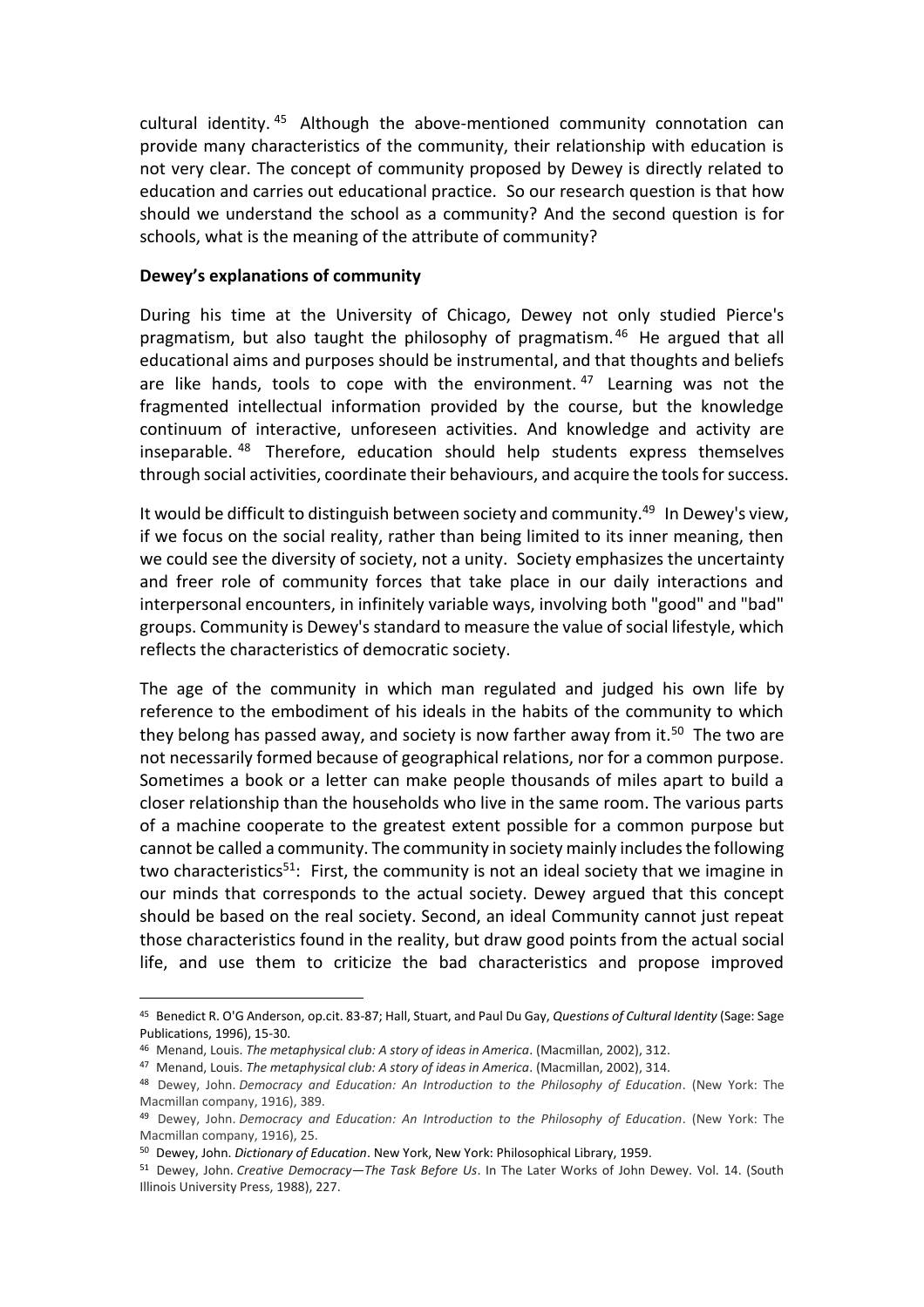cultural identity.[45] Although the above-mentioned community connotation can provide many characteristics of the community, their relationship with education is not very clear. The concept of community proposed by Dewey is directly related to education and carries out educational practice. So our research question is that how should we understand the school as a community? And the second question is for schools, what is the meaning of the attribute of community?

**Dewey's explanations of community**

During his time at the University of Chicago, Dewey not only studied Pierce's pragmatism, but also taught the philosophy of pragmatism.[46] He argued that all educational aims and purposes should be instrumental, and that thoughts and beliefs are like hands, tools to cope with the environment.[47] Learning was not the fragmented intellectual information provided by the course, but the knowledge continuum of interactive, unforeseen activities. And knowledge and activity are inseparable.[48] Therefore, education should help students express themselves through social activities, coordinate their behaviours, and acquire the tools for success.

It would be difficult to distinguish between society and community.[49] In Dewey's view, if we focus on the social reality, rather than being limited to its inner meaning, then we could see the diversity of society, not a unity. Society emphasizes the uncertainty and freer role of community forces that take place in our daily interactions and interpersonal encounters, in infinitely variable ways, involving both "good" and "bad" groups. Community is Dewey's standard to measure the value of social lifestyle, which reflects the characteristics of democratic society.

The age of the community in which man regulated and judged his own life by reference to the embodiment of his ideals in the habits of the community to which they belong has passed away, and society is now farther away from it.[50] The two are not necessarily formed because of geographical relations, nor for a common purpose. Sometimes a book or a letter can make people thousands of miles apart to build a closer relationship than the households who live in the same room. The various parts of a machine cooperate to the greatest extent possible for a common purpose but cannot be called a community. The community in society mainly includes the following two characteristics[51]: First, the community is not an ideal society that we imagine in our minds that corresponds to the actual society. Dewey argued that this concept should be based on the real society. Second, an ideal Community cannot just repeat those characteristics found in the reality, but draw good points from the actual social life, and use them to criticize the bad characteristics and propose improved

---

[45] Benedict R. O'G Anderson, op.cit. 83-87; Hall, Stuart, and Paul Du Gay, *Questions of Cultural Identity* (Sage: Sage Publications, 1996), 15-30.

[46] Menand, Louis. *The metaphysical club: A story of ideas in America*. (Macmillan, 2002), 312.

[47] Menand, Louis. *The metaphysical club: A story of ideas in America*. (Macmillan, 2002), 314.

[48] Dewey, John. *Democracy and Education: An Introduction to the Philosophy of Education*. (New York: The Macmillan company, 1916), 389.

[49] Dewey, John. *Democracy and Education: An Introduction to the Philosophy of Education*. (New York: The Macmillan company, 1916), 25.

[50] Dewey, John. *Dictionary of Education*. New York, New York: Philosophical Library, 1959.

[51] Dewey, John. *Creative Democracy—The Task Before Us*. In The Later Works of John Dewey. Vol. 14. (South Illinois University Press, 1988), 227.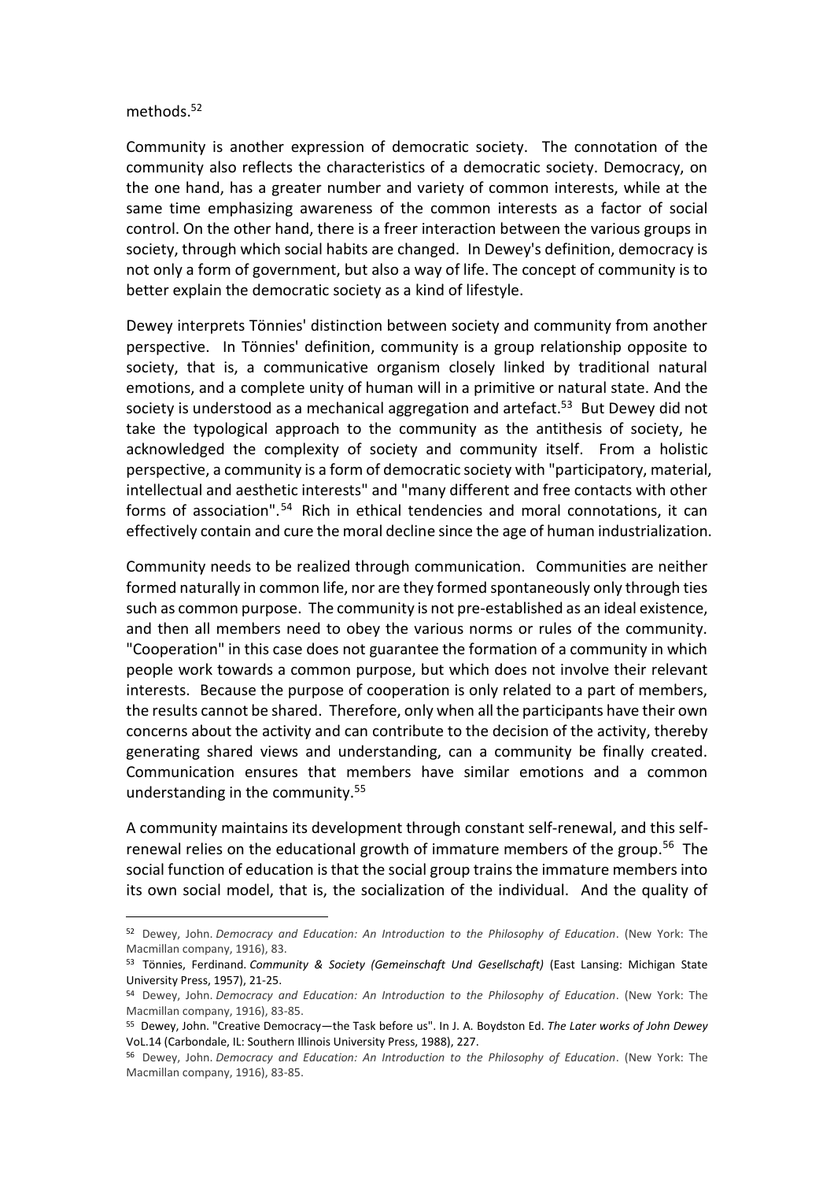methods.[52]

Community is another expression of democratic society. The connotation of the community also reflects the characteristics of a democratic society. Democracy, on the one hand, has a greater number and variety of common interests, while at the same time emphasizing awareness of the common interests as a factor of social control. On the other hand, there is a freer interaction between the various groups in society, through which social habits are changed. In Dewey's definition, democracy is not only a form of government, but also a way of life. The concept of community is to better explain the democratic society as a kind of lifestyle.

Dewey interprets Tönnies' distinction between society and community from another perspective. In Tönnies' definition, community is a group relationship opposite to society, that is, a communicative organism closely linked by traditional natural emotions, and a complete unity of human will in a primitive or natural state. And the society is understood as a mechanical aggregation and artefact.[53] But Dewey did not take the typological approach to the community as the antithesis of society, he acknowledged the complexity of society and community itself. From a holistic perspective, a community is a form of democratic society with "participatory, material, intellectual and aesthetic interests" and "many different and free contacts with other forms of association".[54] Rich in ethical tendencies and moral connotations, it can effectively contain and cure the moral decline since the age of human industrialization.

Community needs to be realized through communication. Communities are neither formed naturally in common life, nor are they formed spontaneously only through ties such as common purpose. The community is not pre-established as an ideal existence, and then all members need to obey the various norms or rules of the community. "Cooperation" in this case does not guarantee the formation of a community in which people work towards a common purpose, but which does not involve their relevant interests. Because the purpose of cooperation is only related to a part of members, the results cannot be shared. Therefore, only when all the participants have their own concerns about the activity and can contribute to the decision of the activity, thereby generating shared views and understanding, can a community be finally created. Communication ensures that members have similar emotions and a common understanding in the community.[55]

A community maintains its development through constant self-renewal, and this self-renewal relies on the educational growth of immature members of the group.[56] The social function of education is that the social group trains the immature members into its own social model, that is, the socialization of the individual. And the quality of

---

[52] Dewey, John. *Democracy and Education: An Introduction to the Philosophy of Education*. (New York: The Macmillan company, 1916), 83.

[53] Tönnies, Ferdinand. *Community & Society (Gemeinschaft Und Gesellschaft)* (East Lansing: Michigan State University Press, 1957), 21-25.

[54] Dewey, John. *Democracy and Education: An Introduction to the Philosophy of Education*. (New York: The Macmillan company, 1916), 83-85.

[55] Dewey, John. "Creative Democracy—the Task before us". In J. A. Boydston Ed. *The Later works of John Dewey* VoL.14 (Carbondale, IL: Southern Illinois University Press, 1988), 227.

[56] Dewey, John. *Democracy and Education: An Introduction to the Philosophy of Education*. (New York: The Macmillan company, 1916), 83-85.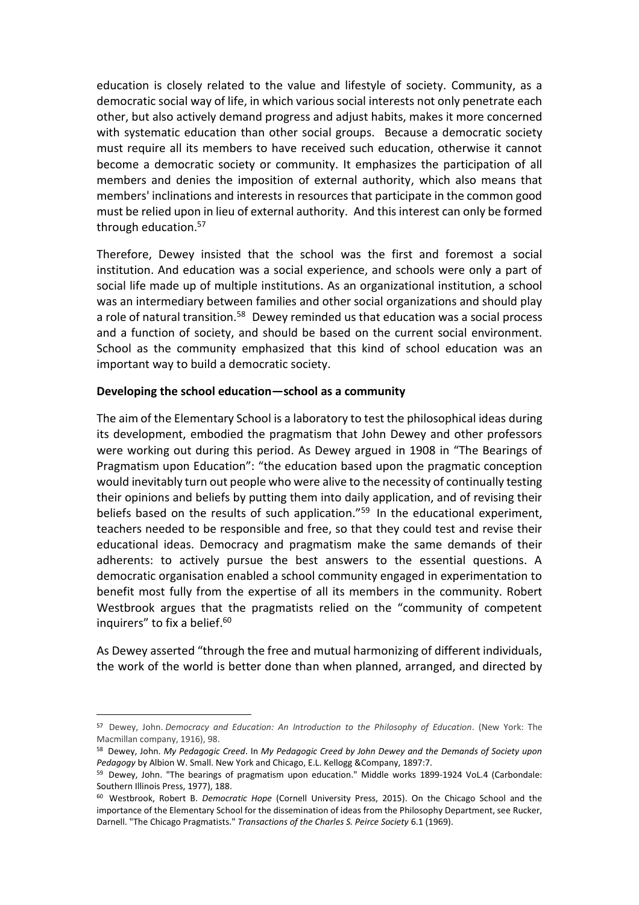education is closely related to the value and lifestyle of society. Community, as a democratic social way of life, in which various social interests not only penetrate each other, but also actively demand progress and adjust habits, makes it more concerned with systematic education than other social groups. Because a democratic society must require all its members to have received such education, otherwise it cannot become a democratic society or community. It emphasizes the participation of all members and denies the imposition of external authority, which also means that members' inclinations and interests in resources that participate in the common good must be relied upon in lieu of external authority. And this interest can only be formed through education.[57]

Therefore, Dewey insisted that the school was the first and foremost a social institution. And education was a social experience, and schools were only a part of social life made up of multiple institutions. As an organizational institution, a school was an intermediary between families and other social organizations and should play a role of natural transition.[58] Dewey reminded us that education was a social process and a function of society, and should be based on the current social environment. School as the community emphasized that this kind of school education was an important way to build a democratic society.

**Developing the school education—school as a community**

The aim of the Elementary School is a laboratory to test the philosophical ideas during its development, embodied the pragmatism that John Dewey and other professors were working out during this period. As Dewey argued in 1908 in "The Bearings of Pragmatism upon Education": "the education based upon the pragmatic conception would inevitably turn out people who were alive to the necessity of continually testing their opinions and beliefs by putting them into daily application, and of revising their beliefs based on the results of such application."[59] In the educational experiment, teachers needed to be responsible and free, so that they could test and revise their educational ideas. Democracy and pragmatism make the same demands of their adherents: to actively pursue the best answers to the essential questions. A democratic organisation enabled a school community engaged in experimentation to benefit most fully from the expertise of all its members in the community. Robert Westbrook argues that the pragmatists relied on the "community of competent inquirers" to fix a belief.[60]

As Dewey asserted "through the free and mutual harmonizing of different individuals, the work of the world is better done than when planned, arranged, and directed by

---

[57] Dewey, John. *Democracy and Education: An Introduction to the Philosophy of Education*. (New York: The Macmillan company, 1916), 98.

[58] Dewey, John. *My Pedagogic Creed*. In *My Pedagogic Creed by John Dewey and the Demands of Society upon Pedagogy* by Albion W. Small. New York and Chicago, E.L. Kellogg &Company, 1897:7.

[59] Dewey, John. "The bearings of pragmatism upon education." Middle works 1899-1924 VoL.4 (Carbondale: Southern Illinois Press, 1977), 188.

[60] Westbrook, Robert B. *Democratic Hope* (Cornell University Press, 2015). On the Chicago School and the importance of the Elementary School for the dissemination of ideas from the Philosophy Department, see Rucker, Darnell. "The Chicago Pragmatists." *Transactions of the Charles S. Peirce Society* 6.1 (1969).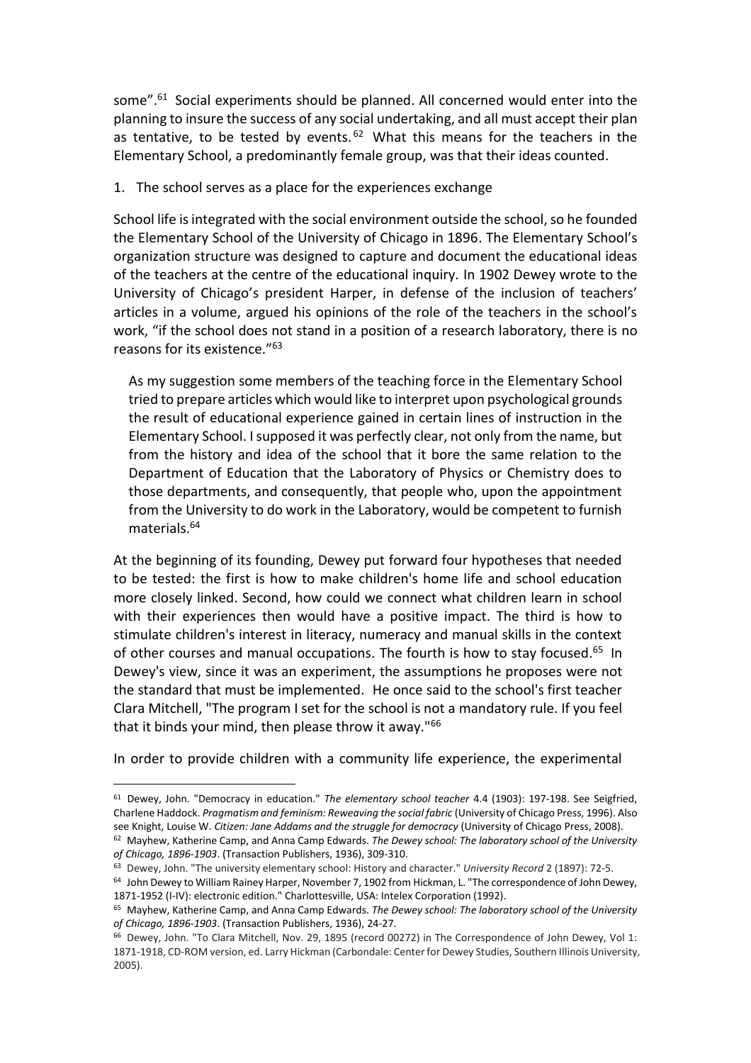some".[61] Social experiments should be planned. All concerned would enter into the planning to insure the success of any social undertaking, and all must accept their plan as tentative, to be tested by events.[62] What this means for the teachers in the Elementary School, a predominantly female group, was that their ideas counted.

1. The school serves as a place for the experiences exchange

School life is integrated with the social environment outside the school, so he founded the Elementary School of the University of Chicago in 1896. The Elementary School's organization structure was designed to capture and document the educational ideas of the teachers at the centre of the educational inquiry. In 1902 Dewey wrote to the University of Chicago's president Harper, in defense of the inclusion of teachers' articles in a volume, argued his opinions of the role of the teachers in the school's work, "if the school does not stand in a position of a research laboratory, there is no reasons for its existence."[63]

> As my suggestion some members of the teaching force in the Elementary School tried to prepare articles which would like to interpret upon psychological grounds the result of educational experience gained in certain lines of instruction in the Elementary School. I supposed it was perfectly clear, not only from the name, but from the history and idea of the school that it bore the same relation to the Department of Education that the Laboratory of Physics or Chemistry does to those departments, and consequently, that people who, upon the appointment from the University to do work in the Laboratory, would be competent to furnish materials.[64]

At the beginning of its founding, Dewey put forward four hypotheses that needed to be tested: the first is how to make children's home life and school education more closely linked. Second, how could we connect what children learn in school with their experiences then would have a positive impact. The third is how to stimulate children's interest in literacy, numeracy and manual skills in the context of other courses and manual occupations. The fourth is how to stay focused.[65] In Dewey's view, since it was an experiment, the assumptions he proposes were not the standard that must be implemented. He once said to the school's first teacher Clara Mitchell, "The program I set for the school is not a mandatory rule. If you feel that it binds your mind, then please throw it away."[66]

In order to provide children with a community life experience, the experimental

---

[61] Dewey, John. "Democracy in education." *The elementary school teacher* 4.4 (1903): 197-198. See Seigfried, Charlene Haddock. *Pragmatism and feminism: Reweaving the social fabric* (University of Chicago Press, 1996). Also see Knight, Louise W. *Citizen: Jane Addams and the struggle for democracy* (University of Chicago Press, 2008).

[62] Mayhew, Katherine Camp, and Anna Camp Edwards. *The Dewey school: The laboratory school of the University of Chicago, 1896-1903*. (Transaction Publishers, 1936), 309-310.

[63] Dewey, John. "The university elementary school: History and character." *University Record* 2 (1897): 72-5.

[64] John Dewey to William Rainey Harper, November 7, 1902 from Hickman, L. "The correspondence of John Dewey, 1871-1952 (I-IV): electronic edition." Charlottesville, USA: Intelex Corporation (1992).

[65] Mayhew, Katherine Camp, and Anna Camp Edwards. *The Dewey school: The laboratory school of the University of Chicago, 1896-1903*. (Transaction Publishers, 1936), 24-27.

[66] Dewey, John. "To Clara Mitchell, Nov. 29, 1895 (record 00272) in The Correspondence of John Dewey, Vol 1: 1871-1918, CD-ROM version, ed. Larry Hickman (Carbondale: Center for Dewey Studies, Southern Illinois University, 2005).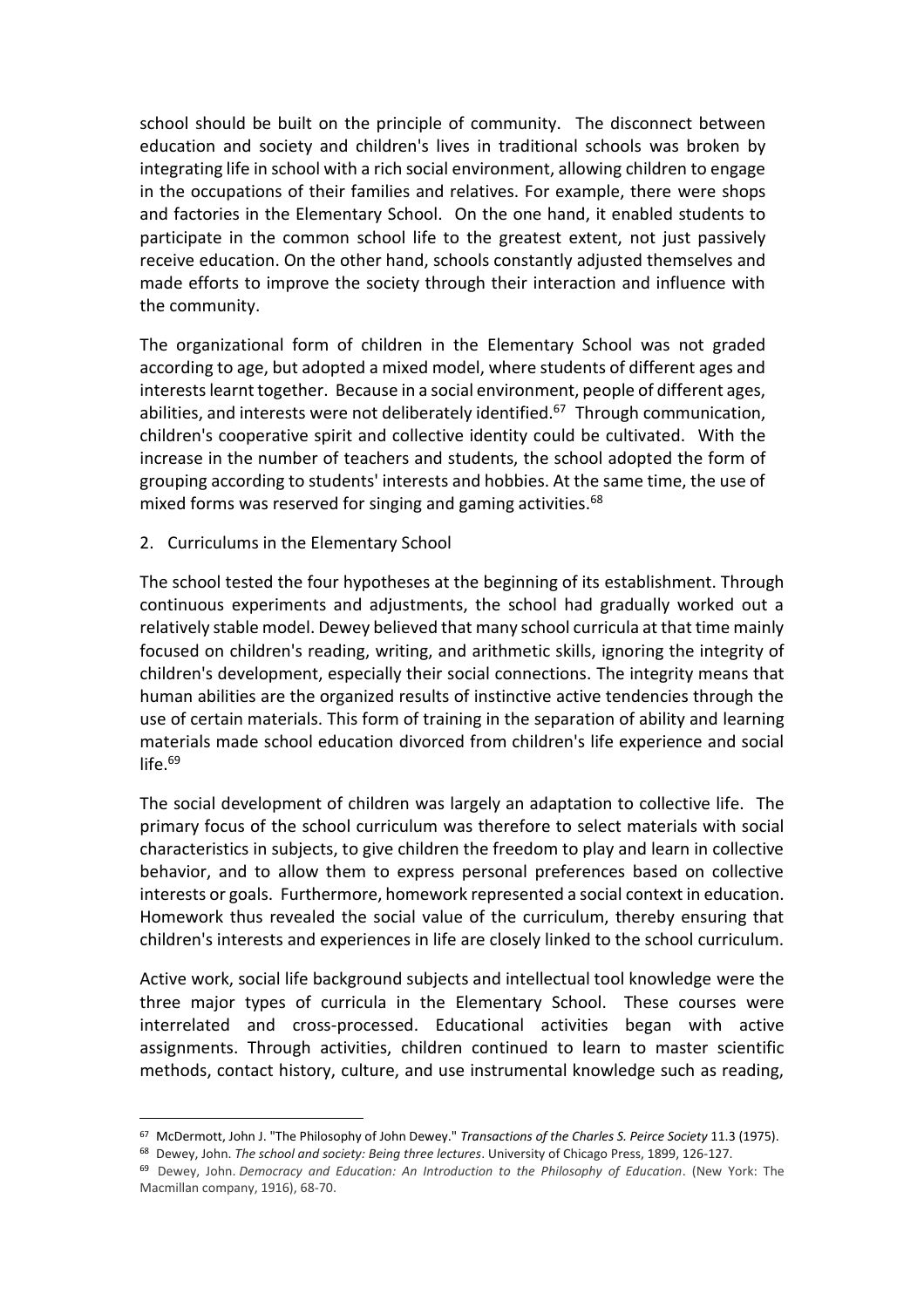school should be built on the principle of community. The disconnect between education and society and children's lives in traditional schools was broken by integrating life in school with a rich social environment, allowing children to engage in the occupations of their families and relatives. For example, there were shops and factories in the Elementary School. On the one hand, it enabled students to participate in the common school life to the greatest extent, not just passively receive education. On the other hand, schools constantly adjusted themselves and made efforts to improve the society through their interaction and influence with the community.

The organizational form of children in the Elementary School was not graded according to age, but adopted a mixed model, where students of different ages and interests learnt together. Because in a social environment, people of different ages, abilities, and interests were not deliberately identified.[67] Through communication, children's cooperative spirit and collective identity could be cultivated. With the increase in the number of teachers and students, the school adopted the form of grouping according to students' interests and hobbies. At the same time, the use of mixed forms was reserved for singing and gaming activities.[68]

2. Curriculums in the Elementary School

The school tested the four hypotheses at the beginning of its establishment. Through continuous experiments and adjustments, the school had gradually worked out a relatively stable model. Dewey believed that many school curricula at that time mainly focused on children's reading, writing, and arithmetic skills, ignoring the integrity of children's development, especially their social connections. The integrity means that human abilities are the organized results of instinctive active tendencies through the use of certain materials. This form of training in the separation of ability and learning materials made school education divorced from children's life experience and social life.[69]

The social development of children was largely an adaptation to collective life. The primary focus of the school curriculum was therefore to select materials with social characteristics in subjects, to give children the freedom to play and learn in collective behavior, and to allow them to express personal preferences based on collective interests or goals. Furthermore, homework represented a social context in education. Homework thus revealed the social value of the curriculum, thereby ensuring that children's interests and experiences in life are closely linked to the school curriculum.

Active work, social life background subjects and intellectual tool knowledge were the three major types of curricula in the Elementary School. These courses were interrelated and cross-processed. Educational activities began with active assignments. Through activities, children continued to learn to master scientific methods, contact history, culture, and use instrumental knowledge such as reading,

---

[67] McDermott, John J. "The Philosophy of John Dewey." *Transactions of the Charles S. Peirce Society* 11.3 (1975).

[68] Dewey, John. *The school and society: Being three lectures*. University of Chicago Press, 1899, 126-127.

[69] Dewey, John. *Democracy and Education: An Introduction to the Philosophy of Education*. (New York: The Macmillan company, 1916), 68-70.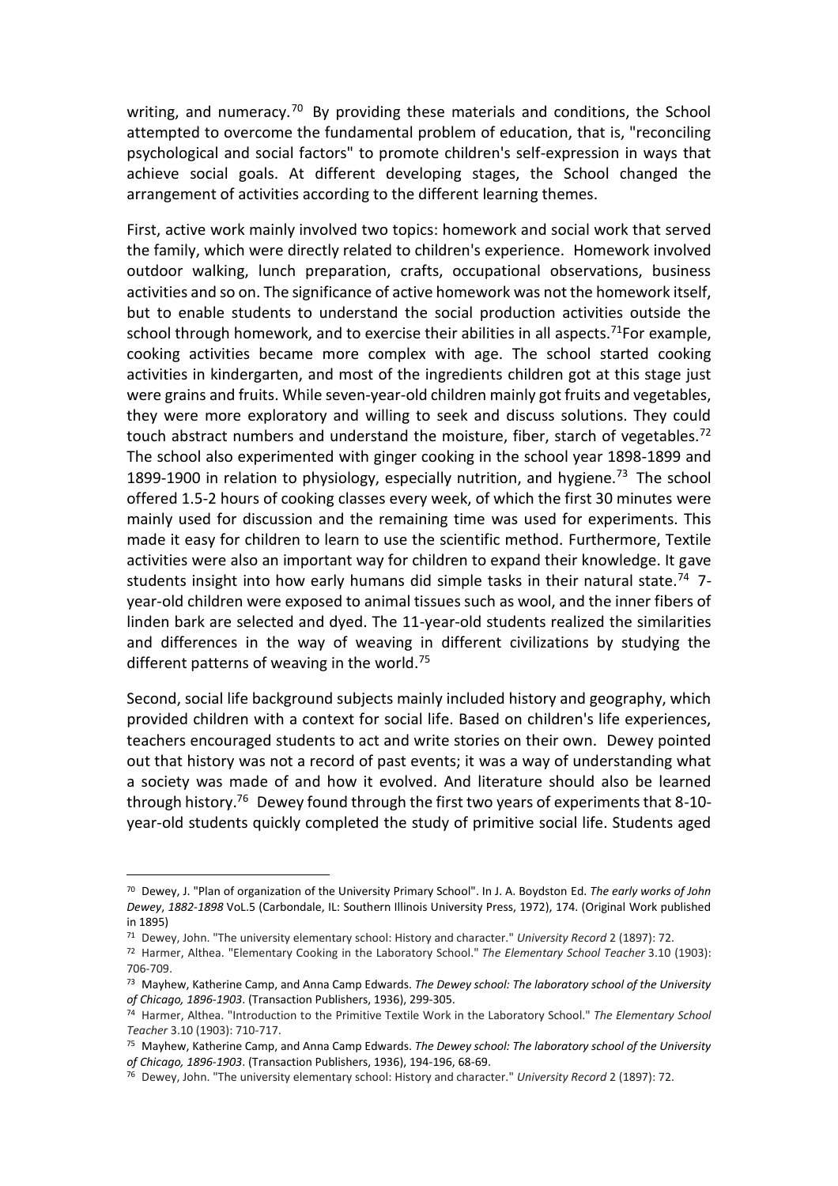writing, and numeracy.[70] By providing these materials and conditions, the School attempted to overcome the fundamental problem of education, that is, "reconciling psychological and social factors" to promote children's self-expression in ways that achieve social goals. At different developing stages, the School changed the arrangement of activities according to the different learning themes.

First, active work mainly involved two topics: homework and social work that served the family, which were directly related to children's experience. Homework involved outdoor walking, lunch preparation, crafts, occupational observations, business activities and so on. The significance of active homework was not the homework itself, but to enable students to understand the social production activities outside the school through homework, and to exercise their abilities in all aspects.[71]For example, cooking activities became more complex with age. The school started cooking activities in kindergarten, and most of the ingredients children got at this stage just were grains and fruits. While seven-year-old children mainly got fruits and vegetables, they were more exploratory and willing to seek and discuss solutions. They could touch abstract numbers and understand the moisture, fiber, starch of vegetables.[72] The school also experimented with ginger cooking in the school year 1898-1899 and 1899-1900 in relation to physiology, especially nutrition, and hygiene.[73] The school offered 1.5-2 hours of cooking classes every week, of which the first 30 minutes were mainly used for discussion and the remaining time was used for experiments. This made it easy for children to learn to use the scientific method. Furthermore, Textile activities were also an important way for children to expand their knowledge. It gave students insight into how early humans did simple tasks in their natural state.[74] 7-year-old children were exposed to animal tissues such as wool, and the inner fibers of linden bark are selected and dyed. The 11-year-old students realized the similarities and differences in the way of weaving in different civilizations by studying the different patterns of weaving in the world.[75]

Second, social life background subjects mainly included history and geography, which provided children with a context for social life. Based on children's life experiences, teachers encouraged students to act and write stories on their own. Dewey pointed out that history was not a record of past events; it was a way of understanding what a society was made of and how it evolved. And literature should also be learned through history.[76] Dewey found through the first two years of experiments that 8-10-year-old students quickly completed the study of primitive social life. Students aged

---

[70] Dewey, J. "Plan of organization of the University Primary School". In J. A. Boydston Ed. *The early works of John Dewey*, *1882-1898* VoL.5 (Carbondale, IL: Southern Illinois University Press, 1972), 174. (Original Work published in 1895)

[71] Dewey, John. "The university elementary school: History and character." *University Record* 2 (1897): 72.

[72] Harmer, Althea. "Elementary Cooking in the Laboratory School." *The Elementary School Teacher* 3.10 (1903): 706-709.

[73] Mayhew, Katherine Camp, and Anna Camp Edwards. *The Dewey school: The laboratory school of the University of Chicago, 1896-1903*. (Transaction Publishers, 1936), 299-305.

[74] Harmer, Althea. "Introduction to the Primitive Textile Work in the Laboratory School." *The Elementary School Teacher* 3.10 (1903): 710-717.

[75] Mayhew, Katherine Camp, and Anna Camp Edwards. *The Dewey school: The laboratory school of the University of Chicago, 1896-1903*. (Transaction Publishers, 1936), 194-196, 68-69.

[76] Dewey, John. "The university elementary school: History and character." *University Record* 2 (1897): 72.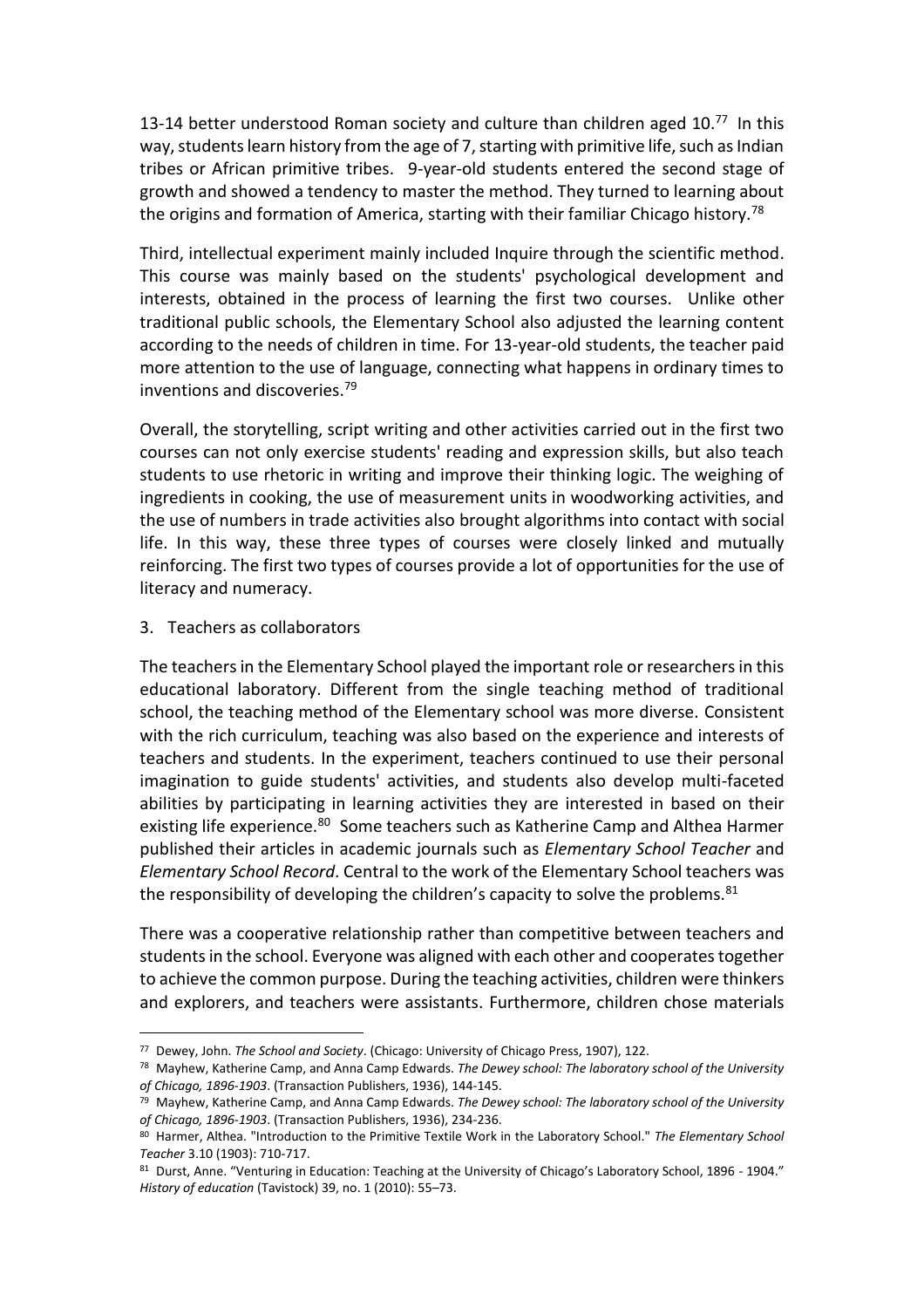13-14 better understood Roman society and culture than children aged 10.[77] In this way, students learn history from the age of 7, starting with primitive life, such as Indian tribes or African primitive tribes. 9-year-old students entered the second stage of growth and showed a tendency to master the method. They turned to learning about the origins and formation of America, starting with their familiar Chicago history.[78]

Third, intellectual experiment mainly included Inquire through the scientific method. This course was mainly based on the students' psychological development and interests, obtained in the process of learning the first two courses. Unlike other traditional public schools, the Elementary School also adjusted the learning content according to the needs of children in time. For 13-year-old students, the teacher paid more attention to the use of language, connecting what happens in ordinary times to inventions and discoveries.[79]

Overall, the storytelling, script writing and other activities carried out in the first two courses can not only exercise students' reading and expression skills, but also teach students to use rhetoric in writing and improve their thinking logic. The weighing of ingredients in cooking, the use of measurement units in woodworking activities, and the use of numbers in trade activities also brought algorithms into contact with social life. In this way, these three types of courses were closely linked and mutually reinforcing. The first two types of courses provide a lot of opportunities for the use of literacy and numeracy.

3. Teachers as collaborators

The teachers in the Elementary School played the important role or researchers in this educational laboratory. Different from the single teaching method of traditional school, the teaching method of the Elementary school was more diverse. Consistent with the rich curriculum, teaching was also based on the experience and interests of teachers and students. In the experiment, teachers continued to use their personal imagination to guide students' activities, and students also develop multi-faceted abilities by participating in learning activities they are interested in based on their existing life experience.[80] Some teachers such as Katherine Camp and Althea Harmer published their articles in academic journals such as *Elementary School Teacher* and *Elementary School Record*. Central to the work of the Elementary School teachers was the responsibility of developing the children's capacity to solve the problems.[81]

There was a cooperative relationship rather than competitive between teachers and students in the school. Everyone was aligned with each other and cooperates together to achieve the common purpose. During the teaching activities, children were thinkers and explorers, and teachers were assistants. Furthermore, children chose materials

---

[77] Dewey, John. *The School and Society*. (Chicago: University of Chicago Press, 1907), 122.

[78] Mayhew, Katherine Camp, and Anna Camp Edwards. *The Dewey school: The laboratory school of the University of Chicago, 1896-1903*. (Transaction Publishers, 1936), 144-145.

[79] Mayhew, Katherine Camp, and Anna Camp Edwards. *The Dewey school: The laboratory school of the University of Chicago, 1896-1903*. (Transaction Publishers, 1936), 234-236.

[80] Harmer, Althea. "Introduction to the Primitive Textile Work in the Laboratory School." *The Elementary School Teacher* 3.10 (1903): 710-717.

[81] Durst, Anne. "Venturing in Education: Teaching at the University of Chicago's Laboratory School, 1896 - 1904." *History of education* (Tavistock) 39, no. 1 (2010): 55–73.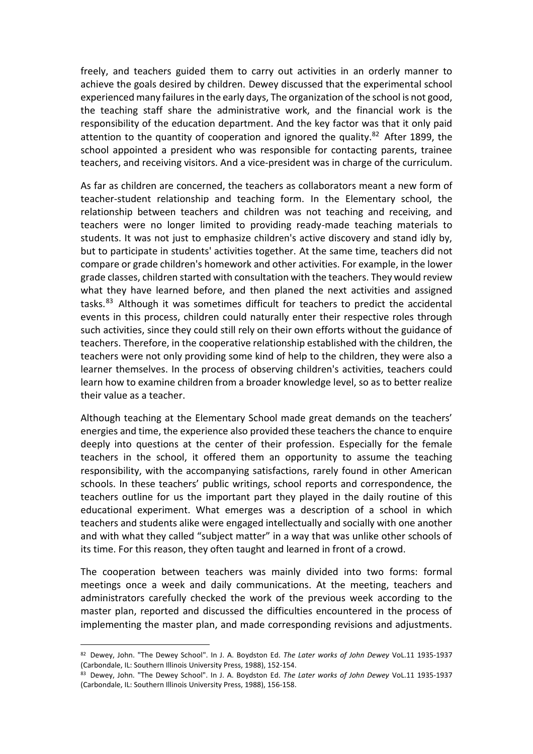freely, and teachers guided them to carry out activities in an orderly manner to achieve the goals desired by children. Dewey discussed that the experimental school experienced many failures in the early days, The organization of the school is not good, the teaching staff share the administrative work, and the financial work is the responsibility of the education department. And the key factor was that it only paid attention to the quantity of cooperation and ignored the quality.[82] After 1899, the school appointed a president who was responsible for contacting parents, trainee teachers, and receiving visitors. And a vice-president was in charge of the curriculum.

As far as children are concerned, the teachers as collaborators meant a new form of teacher-student relationship and teaching form. In the Elementary school, the relationship between teachers and children was not teaching and receiving, and teachers were no longer limited to providing ready-made teaching materials to students. It was not just to emphasize children's active discovery and stand idly by, but to participate in students' activities together. At the same time, teachers did not compare or grade children's homework and other activities. For example, in the lower grade classes, children started with consultation with the teachers. They would review what they have learned before, and then planed the next activities and assigned tasks.[83] Although it was sometimes difficult for teachers to predict the accidental events in this process, children could naturally enter their respective roles through such activities, since they could still rely on their own efforts without the guidance of teachers. Therefore, in the cooperative relationship established with the children, the teachers were not only providing some kind of help to the children, they were also a learner themselves. In the process of observing children's activities, teachers could learn how to examine children from a broader knowledge level, so as to better realize their value as a teacher.

Although teaching at the Elementary School made great demands on the teachers' energies and time, the experience also provided these teachers the chance to enquire deeply into questions at the center of their profession. Especially for the female teachers in the school, it offered them an opportunity to assume the teaching responsibility, with the accompanying satisfactions, rarely found in other American schools. In these teachers' public writings, school reports and correspondence, the teachers outline for us the important part they played in the daily routine of this educational experiment. What emerges was a description of a school in which teachers and students alike were engaged intellectually and socially with one another and with what they called "subject matter" in a way that was unlike other schools of its time. For this reason, they often taught and learned in front of a crowd.

The cooperation between teachers was mainly divided into two forms: formal meetings once a week and daily communications. At the meeting, teachers and administrators carefully checked the work of the previous week according to the master plan, reported and discussed the difficulties encountered in the process of implementing the master plan, and made corresponding revisions and adjustments.

---

[82] Dewey, John. "The Dewey School". In J. A. Boydston Ed. *The Later works of John Dewey* VoL.11 1935-1937 (Carbondale, IL: Southern Illinois University Press, 1988), 152-154.

[83] Dewey, John. "The Dewey School". In J. A. Boydston Ed. *The Later works of John Dewey* VoL.11 1935-1937 (Carbondale, IL: Southern Illinois University Press, 1988), 156-158.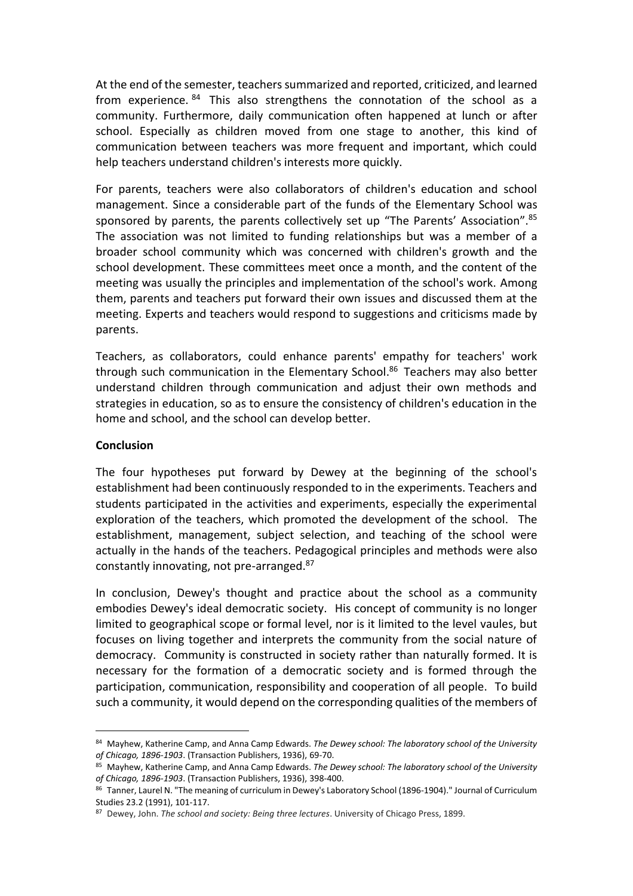At the end of the semester, teachers summarized and reported, criticized, and learned from experience. [84] This also strengthens the connotation of the school as a community. Furthermore, daily communication often happened at lunch or after school. Especially as children moved from one stage to another, this kind of communication between teachers was more frequent and important, which could help teachers understand children's interests more quickly.

For parents, teachers were also collaborators of children's education and school management. Since a considerable part of the funds of the Elementary School was sponsored by parents, the parents collectively set up "The Parents' Association".[85] The association was not limited to funding relationships but was a member of a broader school community which was concerned with children's growth and the school development. These committees meet once a month, and the content of the meeting was usually the principles and implementation of the school's work. Among them, parents and teachers put forward their own issues and discussed them at the meeting. Experts and teachers would respond to suggestions and criticisms made by parents.

Teachers, as collaborators, could enhance parents' empathy for teachers' work through such communication in the Elementary School.[86] Teachers may also better understand children through communication and adjust their own methods and strategies in education, so as to ensure the consistency of children's education in the home and school, and the school can develop better.

**Conclusion**

The four hypotheses put forward by Dewey at the beginning of the school's establishment had been continuously responded to in the experiments. Teachers and students participated in the activities and experiments, especially the experimental exploration of the teachers, which promoted the development of the school. The establishment, management, subject selection, and teaching of the school were actually in the hands of the teachers. Pedagogical principles and methods were also constantly innovating, not pre-arranged.[87]

In conclusion, Dewey's thought and practice about the school as a community embodies Dewey's ideal democratic society. His concept of community is no longer limited to geographical scope or formal level, nor is it limited to the level vaules, but focuses on living together and interprets the community from the social nature of democracy. Community is constructed in society rather than naturally formed. It is necessary for the formation of a democratic society and is formed through the participation, communication, responsibility and cooperation of all people. To build such a community, it would depend on the corresponding qualities of the members of

---

[84] Mayhew, Katherine Camp, and Anna Camp Edwards. *The Dewey school: The laboratory school of the University of Chicago, 1896-1903*. (Transaction Publishers, 1936), 69-70.

[85] Mayhew, Katherine Camp, and Anna Camp Edwards. *The Dewey school: The laboratory school of the University of Chicago, 1896-1903*. (Transaction Publishers, 1936), 398-400.

[86] Tanner, Laurel N. "The meaning of curriculum in Dewey's Laboratory School (1896-1904)." Journal of Curriculum Studies 23.2 (1991), 101-117.

[87] Dewey, John. *The school and society: Being three lectures*. University of Chicago Press, 1899.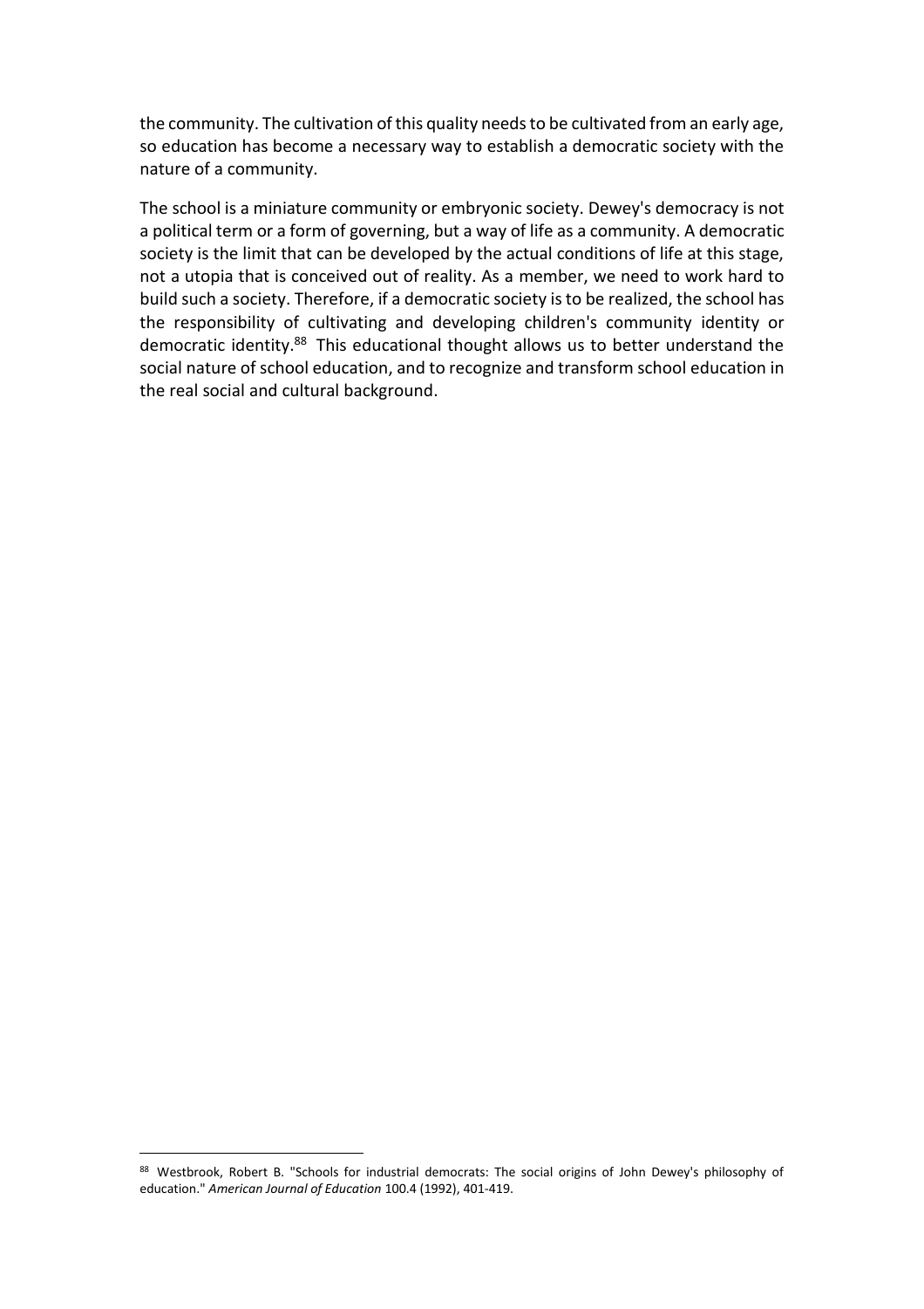the community. The cultivation of this quality needs to be cultivated from an early age, so education has become a necessary way to establish a democratic society with the nature of a community.

The school is a miniature community or embryonic society. Dewey's democracy is not a political term or a form of governing, but a way of life as a community. A democratic society is the limit that can be developed by the actual conditions of life at this stage, not a utopia that is conceived out of reality. As a member, we need to work hard to build such a society. Therefore, if a democratic society is to be realized, the school has the responsibility of cultivating and developing children's community identity or democratic identity.[88] This educational thought allows us to better understand the social nature of school education, and to recognize and transform school education in the real social and cultural background.

---

[88] Westbrook, Robert B. "Schools for industrial democrats: The social origins of John Dewey's philosophy of education." *American Journal of Education* 100.4 (1992), 401-419.